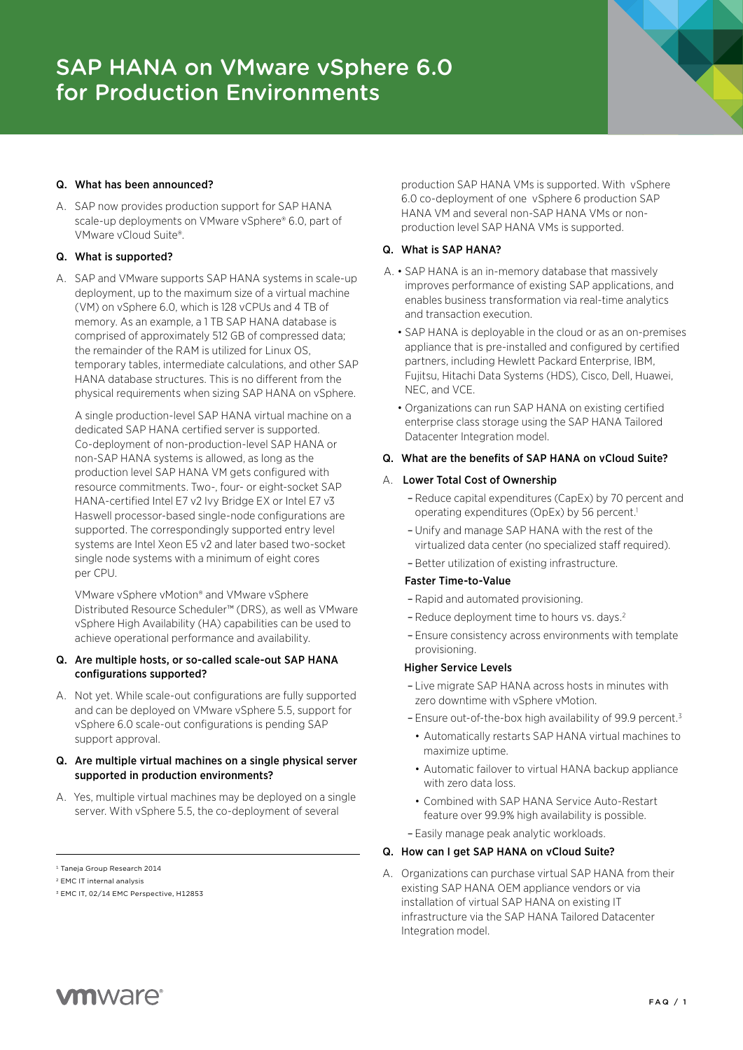# SAP HANA on VMware vSphere 6.0 for Production Environments

**Q. What has been announced?**

A. SAP now provides production support for SAP HANA scale-up deployments on VMware vSphere® 6.0, part of VMware vCloud Suite®.

**Q. What is supported?**

A. SAP and VMware supports SAP HANA systems in scale-up deployment, up to the maximum size of a virtual machine (VM) on vSphere 6.0, which is 128 vCPUs and 4 TB of memory. As an example, a 1 TB SAP HANA database is comprised of approximately 512 GB of compressed data; the remainder of the RAM is utilized for Linux OS, temporary tables, intermediate calculations, and other SAP HANA database structures. This is no different from the physical requirements when sizing SAP HANA on vSphere.

A single production-level SAP HANA virtual machine on a dedicated SAP HANA certified server is supported. Co-deployment of non-production-level SAP HANA or non-SAP HANA systems is allowed, as long as the production level SAP HANA VM gets configured with resource commitments. Two-, four- or eight-socket SAP HANA-certified Intel E7 v2 Ivy Bridge EX or Intel E7 v3 Haswell processor-based single-node configurations are supported. The correspondingly supported entry level systems are Intel Xeon E5 v2 and later based two-socket single node systems with a minimum of eight cores per CPU.

VMware vSphere vMotion® and VMware vSphere Distributed Resource Scheduler™ (DRS), as well as VMware vSphere High Availability (HA) capabilities can be used to achieve operational performance and availability.

**Q. Are multiple hosts, or so-called scale-out SAP HANA configurations supported?**

A. Not yet. While scale-out configurations are fully supported and can be deployed on VMware vSphere 5.5, support for vSphere 6.0 scale-out configurations is pending SAP support approval.

**Q. Are multiple virtual machines on a single physical server supported in production environments?**

A. Yes, multiple virtual machines may be deployed on a single server. With vSphere 5.5, the co-deployment of several production SAP HANA VMs is supported. With vSphere 6.0 co-deployment of one vSphere 6 production SAP HANA VM and several non-SAP HANA VMs or non-production level SAP HANA VMs is supported.

**Q. What is SAP HANA?**

A.
- SAP HANA is an in-memory database that massively improves performance of existing SAP applications, and enables business transformation via real-time analytics and transaction execution.
- SAP HANA is deployable in the cloud or as an on-premises appliance that is pre-installed and configured by certified partners, including Hewlett Packard Enterprise, IBM, Fujitsu, Hitachi Data Systems (HDS), Cisco, Dell, Huawei, NEC, and VCE.
- Organizations can run SAP HANA on existing certified enterprise class storage using the SAP HANA Tailored Datacenter Integration model.

**Q. What are the benefits of SAP HANA on vCloud Suite?**

A. **Lower Total Cost of Ownership**

- Reduce capital expenditures (CapEx) by 70 percent and operating expenditures (OpEx) by 56 percent.[1]
- Unify and manage SAP HANA with the rest of the virtualized data center (no specialized staff required).
- Better utilization of existing infrastructure.

**Faster Time-to-Value**

- Rapid and automated provisioning.
- Reduce deployment time to hours vs. days.[2]
- Ensure consistency across environments with template provisioning.

**Higher Service Levels**

- Live migrate SAP HANA across hosts in minutes with zero downtime with vSphere vMotion.
- Ensure out-of-the-box high availability of 99.9 percent.[3]
  - Automatically restarts SAP HANA virtual machines to maximize uptime.
  - Automatic failover to virtual HANA backup appliance with zero data loss.
  - Combined with SAP HANA Service Auto-Restart feature over 99.9% high availability is possible.
- Easily manage peak analytic workloads.

**Q. How can I get SAP HANA on vCloud Suite?**

A. Organizations can purchase virtual SAP HANA from their existing SAP HANA OEM appliance vendors or via installation of virtual SAP HANA on existing IT infrastructure via the SAP HANA Tailored Datacenter Integration model.

---

[1] Taneja Group Research 2014

[2] EMC IT internal analysis

[3] EMC IT, 02/14 EMC Perspective, H12853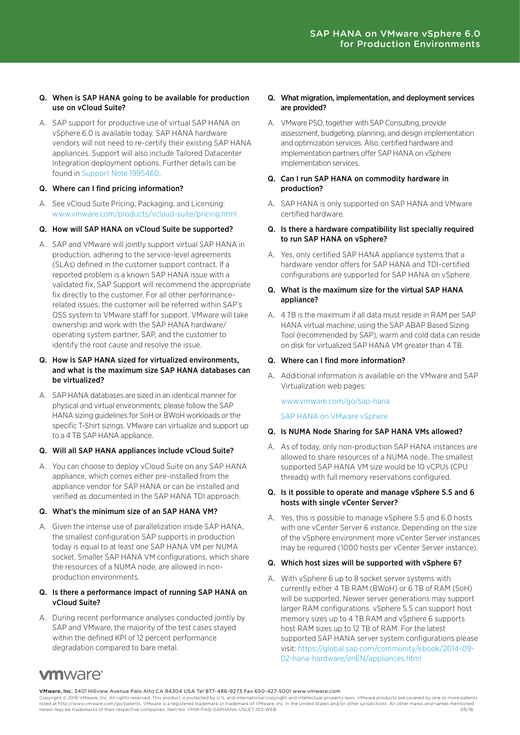**Q. When is SAP HANA going to be available for production use on vCloud Suite?**

A. SAP support for productive use of virtual SAP HANA on vSphere 6.0 is available today. SAP HANA hardware vendors will not need to re-certify their existing SAP HANA appliances. Support will also include Tailored Datacenter Integration deployment options. Further details can be found in Support Note 1995460.

**Q. Where can I find pricing information?**

A. See vCloud Suite Pricing, Packaging, and Licensing: www.vmware.com/products/vcloud-suite/pricing.html

**Q. How will SAP HANA on vCloud Suite be supported?**

A. SAP and VMware will jointly support virtual SAP HANA in production, adhering to the service-level agreements (SLAs) defined in the customer support contract. If a reported problem is a known SAP HANA issue with a validated fix, SAP Support will recommend the appropriate fix directly to the customer. For all other performance-related issues, the customer will be referred within SAP's OSS system to VMware staff for support. VMware will take ownership and work with the SAP HANA hardware/operating system partner, SAP, and the customer to identify the root cause and resolve the issue.

**Q. How is SAP HANA sized for virtualized environments, and what is the maximum size SAP HANA databases can be virtualized?**

A. SAP HANA databases are sized in an identical manner for physical and virtual environments; please follow the SAP HANA sizing guidelines for SoH or BWoH workloads or the specific T-Shirt sizings. VMware can virtualize and support up to a 4 TB SAP HANA appliance.

**Q. Will all SAP HANA appliances include vCloud Suite?**

A. You can choose to deploy vCloud Suite on any SAP HANA appliance, which comes either pre-installed from the appliance vendor for SAP HANA or can be installed and verified as documented in the SAP HANA TDI approach.

**Q. What's the minimum size of an SAP HANA VM?**

A. Given the intense use of parallelization inside SAP HANA, the smallest configuration SAP supports in production today is equal to at least one SAP HANA VM per NUMA socket. Smaller SAP HANA VM configurations, which share the resources of a NUMA node, are allowed in non-production environments.

**Q. Is there a performance impact of running SAP HANA on vCloud Suite?**

A. During recent performance analyses conducted jointly by SAP and VMware, the majority of the test cases stayed within the defined KPI of 12 percent performance degradation compared to bare metal.

**Q. What migration, implementation, and deployment services are provided?**

A. VMware PSO, together with SAP Consulting, provide assessment, budgeting, planning, and design implementation and optimization services. Also, certified hardware and implementation partners offer SAP HANA on vSphere implementation services.

**Q. Can I run SAP HANA on commodity hardware in production?**

A. SAP HANA is only supported on SAP HANA and VMware certified hardware.

**Q. Is there a hardware compatibility list specially required to run SAP HANA on vSphere?**

A. Yes, only certified SAP HANA appliance systems that a hardware vendor offers for SAP HANA and TDI-certified configurations are supported for SAP HANA on vSphere.

**Q. What is the maximum size for the virtual SAP HANA appliance?**

A. 4 TB is the maximum if all data must reside in RAM per SAP HANA virtual machine; using the SAP ABAP Based Sizing Tool (recommended by SAP), warm and cold data can reside on disk for virtualized SAP HANA VM greater than 4 TB.

**Q. Where can I find more information?**

A. Additional information is available on the VMware and SAP Virtualization web pages:

www.vmware.com/go/sap-hana

SAP HANA on VMware vSphere

**Q. Is NUMA Node Sharing for SAP HANA VMs allowed?**

A. As of today, only non-production SAP HANA instances are allowed to share resources of a NUMA node. The smallest supported SAP HANA VM size would be 10 vCPUs (CPU threads) with full memory reservations configured.

**Q. Is it possible to operate and manage vSphere 5.5 and 6 hosts with single vCenter Server?**

A. Yes, this is possible to manage vSphere 5.5 and 6.0 hosts with one vCenter Server 6 instance. Depending on the size of the vSphere environment more vCenter Server instances may be required (1000 hosts per vCenter Server instance).

**Q. Which host sizes will be supported with vSphere 6?**

A. With vSphere 6 up to 8 socket server systems with currently either 4 TB RAM (BWoH) or 6 TB of RAM (SoH) will be supported. Newer server generations may support larger RAM configurations. vSphere 5.5 can support host memory sizes up to 4 TB RAM and vSphere 6 supports host RAM sizes up to 12 TB of RAM. For the latest supported SAP HANA server system configurations please visit: https://global.sap.com/community/ebook/2014-09-02-hana-hardware/enEN/appliances.html

**VMware, Inc.** 3401 Hillview Avenue Palo Alto CA 94304 USA Tel 877-486-9273 Fax 650-427-5001 www.vmware.com

Copyright © 2016 VMware, Inc. All rights reserved. This product is protected by U.S. and international copyright and intellectual property laws. VMware products are covered by one or more patents listed at http://www.vmware.com/go/patents. VMware is a registered trademark or trademark of VMware, Inc. in the United States and/or other jurisdictions. All other marks and names mentioned herein may be trademarks of their respective companies. Item No: VMW-FAQ-SAPHANA-USLET-102-WEB 05/16